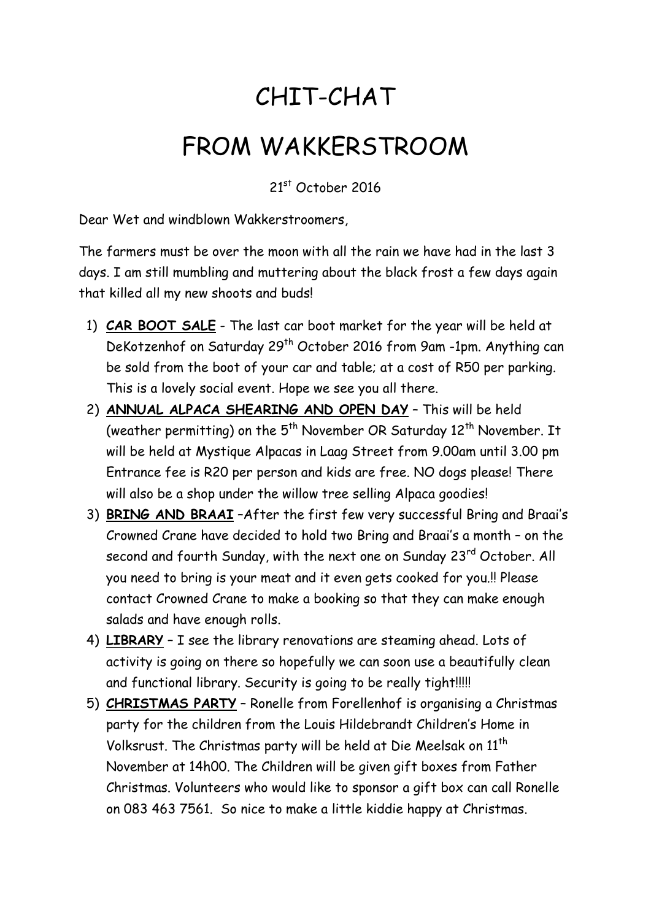# CHIT-CHAT

# FROM WAKKERSTROOM

21st October 2016

Dear Wet and windblown Wakkerstroomers,

The farmers must be over the moon with all the rain we have had in the last 3 days. I am still mumbling and muttering about the black frost a few days again that killed all my new shoots and buds!

1) **CAR BOOT SALE** - The last car boot market for the year will be held at DeKotzenhof on Saturday 29th October 2016 from 9am -1pm. Anything can be sold from the boot of your car and table; at a cost of R50 per parking. This is a lovely social event. Hope we see you all there.
2) **ANNUAL ALPACA SHEARING AND OPEN DAY** – This will be held (weather permitting) on the 5th November OR Saturday 12th November. It will be held at Mystique Alpacas in Laag Street from 9.00am until 3.00 pm Entrance fee is R20 per person and kids are free. NO dogs please! There will also be a shop under the willow tree selling Alpaca goodies!
3) **BRING AND BRAAI** –After the first few very successful Bring and Braai's Crowned Crane have decided to hold two Bring and Braai's a month – on the second and fourth Sunday, with the next one on Sunday 23rd October. All you need to bring is your meat and it even gets cooked for you.!! Please contact Crowned Crane to make a booking so that they can make enough salads and have enough rolls.
4) **LIBRARY** – I see the library renovations are steaming ahead. Lots of activity is going on there so hopefully we can soon use a beautifully clean and functional library. Security is going to be really tight!!!!!
5) **CHRISTMAS PARTY** – Ronelle from Forellenhof is organising a Christmas party for the children from the Louis Hildebrandt Children's Home in Volksrust. The Christmas party will be held at Die Meelsak on 11th November at 14h00. The Children will be given gift boxes from Father Christmas. Volunteers who would like to sponsor a gift box can call Ronelle on 083 463 7561. So nice to make a little kiddie happy at Christmas.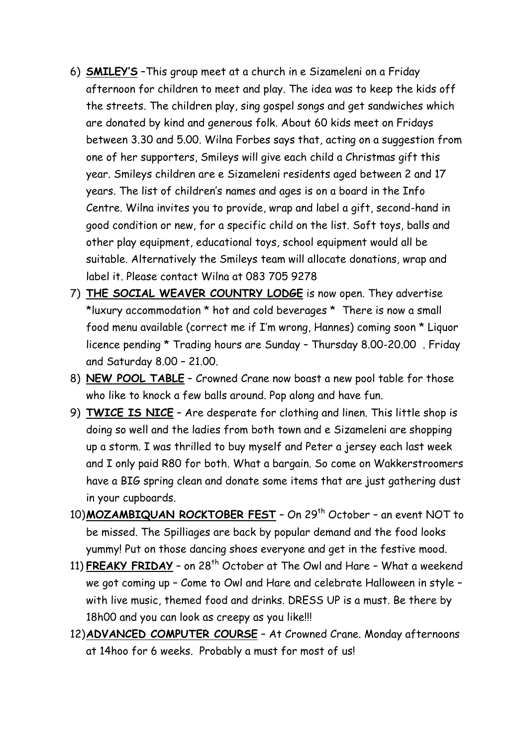6) **SMILEY'S** –This group meet at a church in e Sizameleni on a Friday afternoon for children to meet and play. The idea was to keep the kids off the streets. The children play, sing gospel songs and get sandwiches which are donated by kind and generous folk. About 60 kids meet on Fridays between 3.30 and 5.00. Wilna Forbes says that, acting on a suggestion from one of her supporters, Smileys will give each child a Christmas gift this year. Smileys children are e Sizameleni residents aged between 2 and 17 years. The list of children's names and ages is on a board in the Info Centre. Wilna invites you to provide, wrap and label a gift, second-hand in good condition or new, for a specific child on the list. Soft toys, balls and other play equipment, educational toys, school equipment would all be suitable. Alternatively the Smileys team will allocate donations, wrap and label it. Please contact Wilna at 083 705 9278

7) **THE SOCIAL WEAVER COUNTRY LODGE** is now open. They advertise *luxury accommodation * hot and cold beverages * There is now a small food menu available (correct me if I'm wrong, Hannes) coming soon * Liquor licence pending * Trading hours are Sunday – Thursday 8.00-20.00 . Friday and Saturday 8.00 – 21.00.

8) **NEW POOL TABLE** – Crowned Crane now boast a new pool table for those who like to knock a few balls around. Pop along and have fun.

9) **TWICE IS NICE** – Are desperate for clothing and linen. This little shop is doing so well and the ladies from both town and e Sizameleni are shopping up a storm. I was thrilled to buy myself and Peter a jersey each last week and I only paid R80 for both. What a bargain. So come on Wakkerstroomers have a BIG spring clean and donate some items that are just gathering dust in your cupboards.

10) **MOZAMBIQUAN ROCKTOBER FEST** – On 29th October – an event NOT to be missed. The Spilliages are back by popular demand and the food looks yummy! Put on those dancing shoes everyone and get in the festive mood.

11) **FREAKY FRIDAY** – on 28th October at The Owl and Hare – What a weekend we got coming up – Come to Owl and Hare and celebrate Halloween in style – with live music, themed food and drinks. DRESS UP is a must. Be there by 18h00 and you can look as creepy as you like!!!

12) **ADVANCED COMPUTER COURSE** – At Crowned Crane. Monday afternoons at 14hoo for 6 weeks. Probably a must for most of us!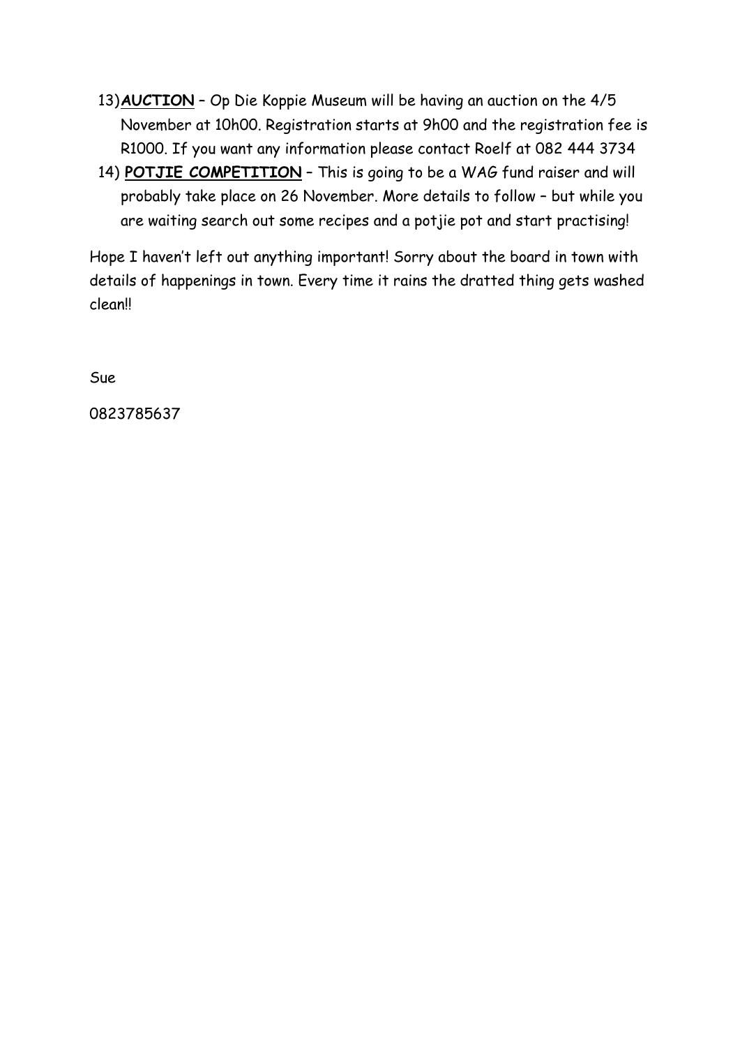13) **AUCTION** – Op Die Koppie Museum will be having an auction on the 4/5 November at 10h00. Registration starts at 9h00 and the registration fee is R1000. If you want any information please contact Roelf at 082 444 3734

14) **POTJIE COMPETITION** – This is going to be a WAG fund raiser and will probably take place on 26 November. More details to follow – but while you are waiting search out some recipes and a potjie pot and start practising!

Hope I haven't left out anything important! Sorry about the board in town with details of happenings in town. Every time it rains the dratted thing gets washed clean!!

Sue

0823785637